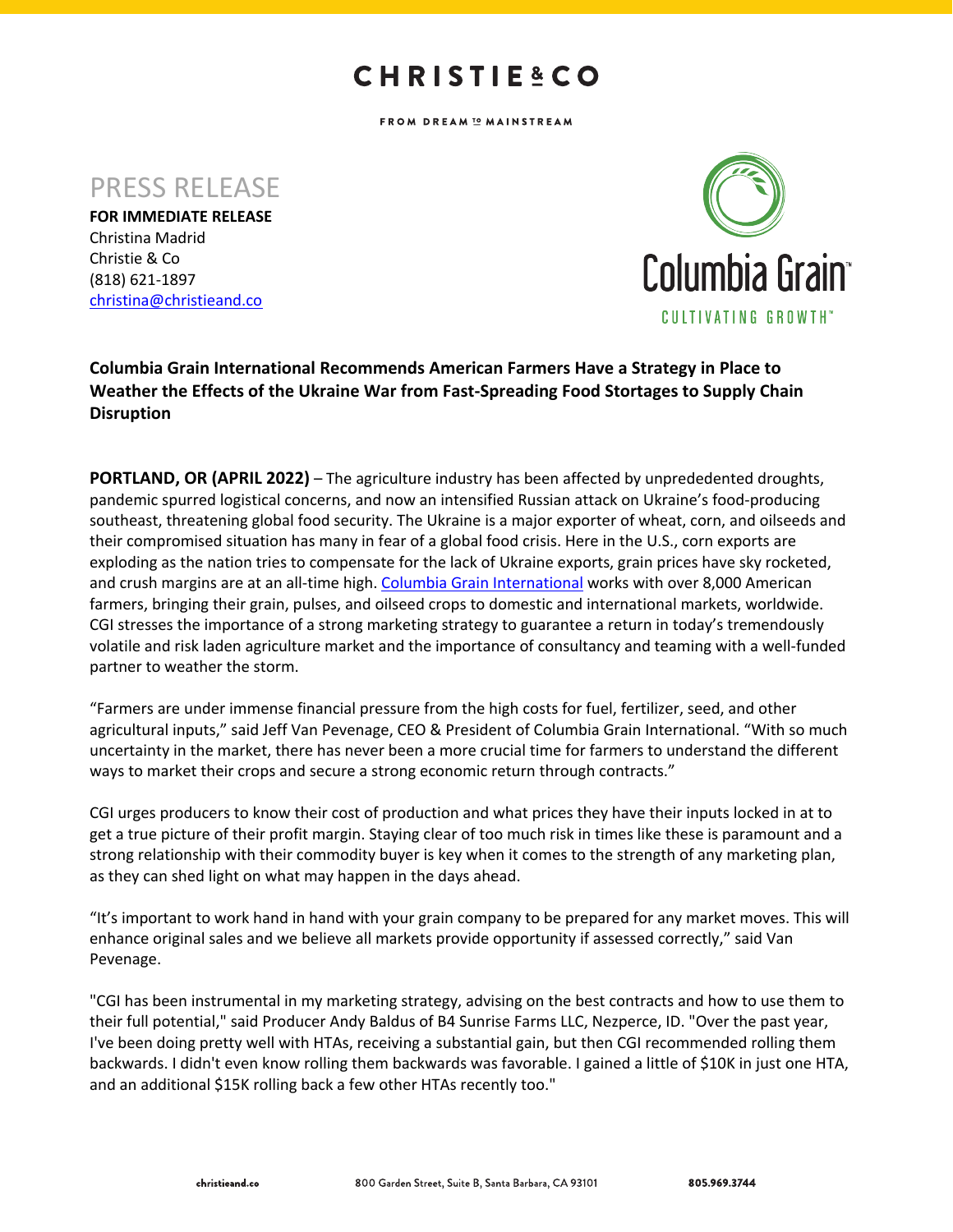CHRISTIE & CO

FROM DREAM TO MAINSTREAM

# PRESS RELEASE

**FOR IMMEDIATE RELEASE**
Christina Madrid
Christie & Co
(818) 621-1897
christina@christieand.co

Columbia Grain™
CULTIVATING GROWTH™

**Columbia Grain International Recommends American Farmers Have a Strategy in Place to Weather the Effects of the Ukraine War from Fast-Spreading Food Stortages to Supply Chain Disruption**

**PORTLAND, OR (APRIL 2022)** – The agriculture industry has been affected by unpredecented droughts, pandemic spurred logistical concerns, and now an intensified Russian attack on Ukraine's food-producing southeast, threatening global food security. The Ukraine is a major exporter of wheat, corn, and oilseeds and their compromised situation has many in fear of a global food crisis. Here in the U.S., corn exports are exploding as the nation tries to compensate for the lack of Ukraine exports, grain prices have sky rocketed, and crush margins are at an all-time high. Columbia Grain International works with over 8,000 American farmers, bringing their grain, pulses, and oilseed crops to domestic and international markets, worldwide. CGI stresses the importance of a strong marketing strategy to guarantee a return in today's tremendously volatile and risk laden agriculture market and the importance of consultancy and teaming with a well-funded partner to weather the storm.

"Farmers are under immense financial pressure from the high costs for fuel, fertilizer, seed, and other agricultural inputs," said Jeff Van Pevenage, CEO & President of Columbia Grain International. "With so much uncertainty in the market, there has never been a more crucial time for farmers to understand the different ways to market their crops and secure a strong economic return through contracts."

CGI urges producers to know their cost of production and what prices they have their inputs locked in at to get a true picture of their profit margin. Staying clear of too much risk in times like these is paramount and a strong relationship with their commodity buyer is key when it comes to the strength of any marketing plan, as they can shed light on what may happen in the days ahead.

"It's important to work hand in hand with your grain company to be prepared for any market moves. This will enhance original sales and we believe all markets provide opportunity if assessed correctly," said Van Pevenage.

"CGI has been instrumental in my marketing strategy, advising on the best contracts and how to use them to their full potential," said Producer Andy Baldus of B4 Sunrise Farms LLC, Nezperce, ID. "Over the past year, I've been doing pretty well with HTAs, receiving a substantial gain, but then CGI recommended rolling them backwards. I didn't even know rolling them backwards was favorable. I gained a little of $10K in just one HTA, and an additional $15K rolling back a few other HTAs recently too."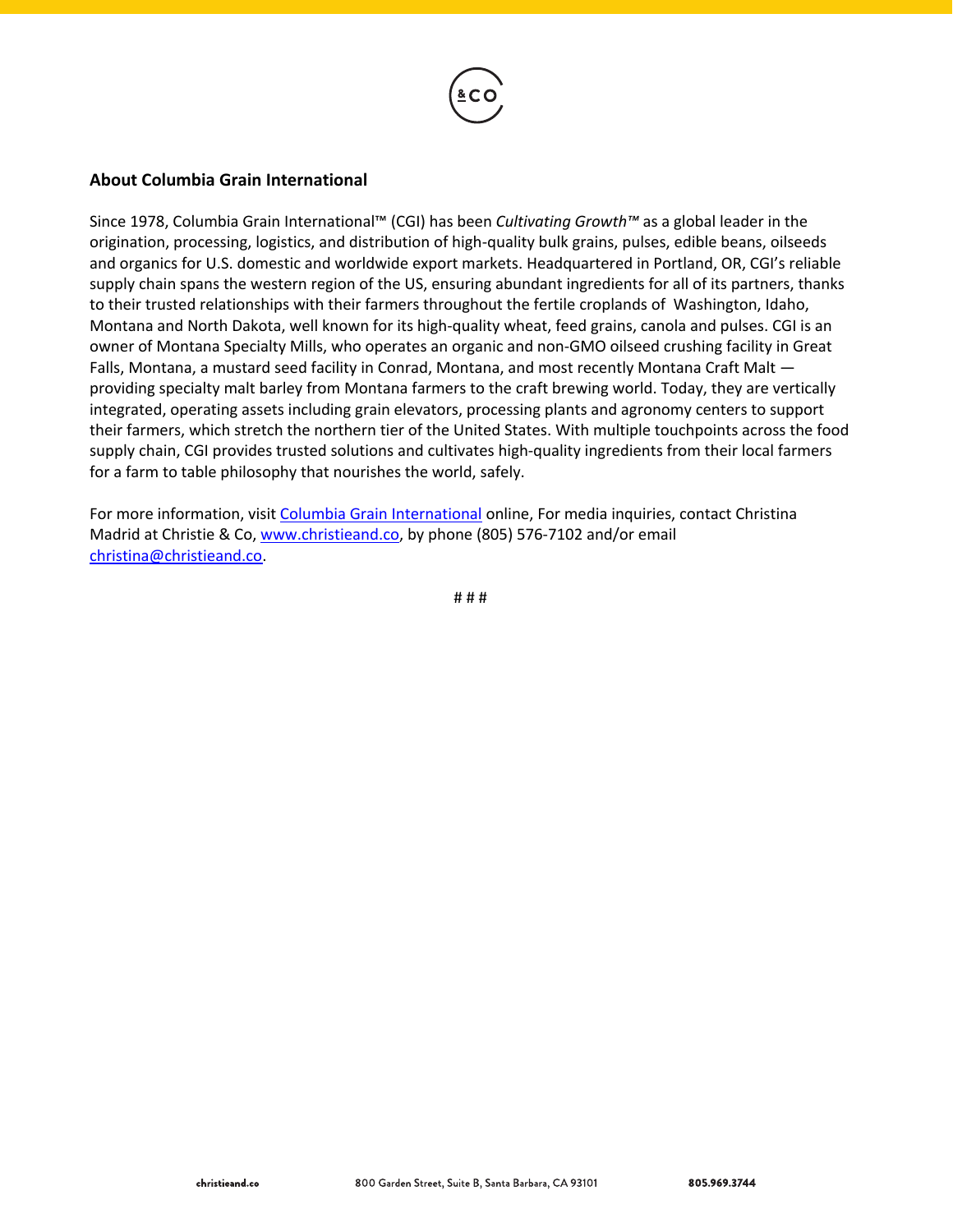## About Columbia Grain International

Since 1978, Columbia Grain International™ (CGI) has been *Cultivating Growth™* as a global leader in the origination, processing, logistics, and distribution of high-quality bulk grains, pulses, edible beans, oilseeds and organics for U.S. domestic and worldwide export markets. Headquartered in Portland, OR, CGI's reliable supply chain spans the western region of the US, ensuring abundant ingredients for all of its partners, thanks to their trusted relationships with their farmers throughout the fertile croplands of Washington, Idaho, Montana and North Dakota, well known for its high-quality wheat, feed grains, canola and pulses. CGI is an owner of Montana Specialty Mills, who operates an organic and non-GMO oilseed crushing facility in Great Falls, Montana, a mustard seed facility in Conrad, Montana, and most recently Montana Craft Malt — providing specialty malt barley from Montana farmers to the craft brewing world. Today, they are vertically integrated, operating assets including grain elevators, processing plants and agronomy centers to support their farmers, which stretch the northern tier of the United States. With multiple touchpoints across the food supply chain, CGI provides trusted solutions and cultivates high-quality ingredients from their local farmers for a farm to table philosophy that nourishes the world, safely.

For more information, visit Columbia Grain International online, For media inquiries, contact Christina Madrid at Christie & Co, www.christieand.co, by phone (805) 576-7102 and/or email christina@christieand.co.

# # #